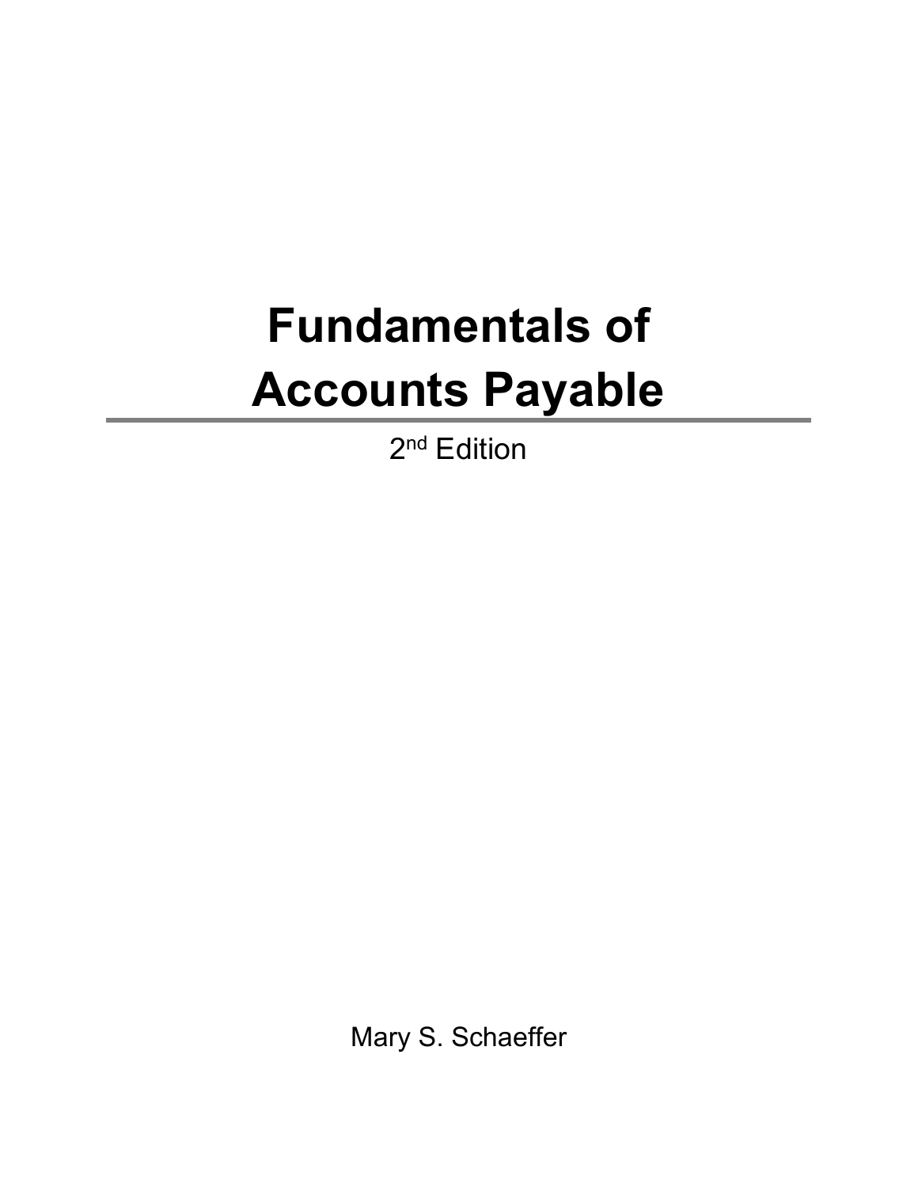# Fundamentals of Accounts Payable

2nd Edition

Mary S. Schaeffer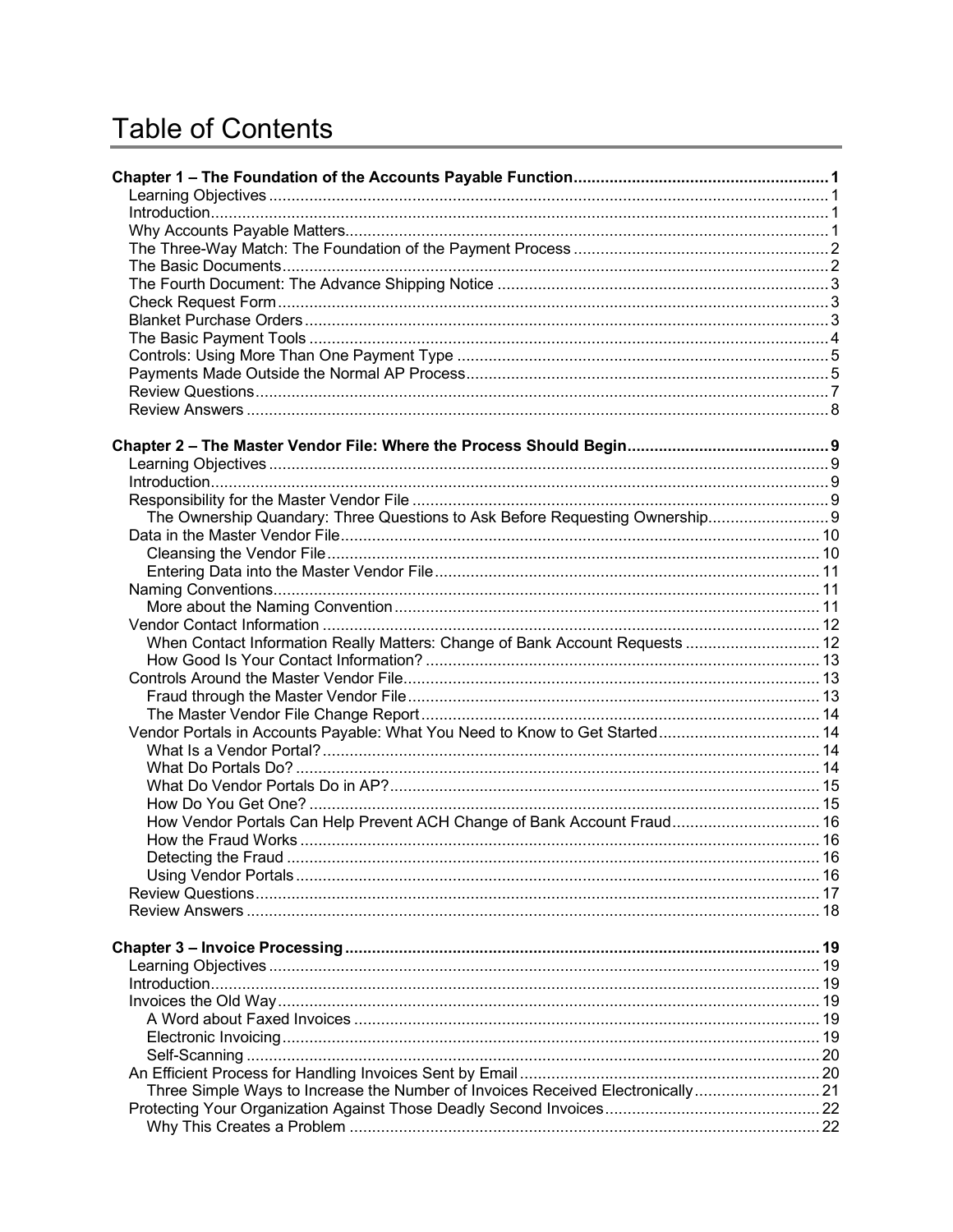# Table of Contents

**Chapter 1 – The Foundation of the Accounts Payable Function ........ 1**
- Learning Objectives ........ 1
- Introduction ........ 1
- Why Accounts Payable Matters ........ 1
- The Three-Way Match: The Foundation of the Payment Process ........ 2
- The Basic Documents ........ 2
- The Fourth Document: The Advance Shipping Notice ........ 3
- Check Request Form ........ 3
- Blanket Purchase Orders ........ 3
- The Basic Payment Tools ........ 4
- Controls: Using More Than One Payment Type ........ 5
- Payments Made Outside the Normal AP Process ........ 5
- Review Questions ........ 7
- Review Answers ........ 8

**Chapter 2 – The Master Vendor File: Where the Process Should Begin ........ 9**
- Learning Objectives ........ 9
- Introduction ........ 9
- Responsibility for the Master Vendor File ........ 9
  - The Ownership Quandary: Three Questions to Ask Before Requesting Ownership ........ 9
- Data in the Master Vendor File ........ 10
  - Cleansing the Vendor File ........ 10
  - Entering Data into the Master Vendor File ........ 11
- Naming Conventions ........ 11
  - More about the Naming Convention ........ 11
- Vendor Contact Information ........ 12
  - When Contact Information Really Matters: Change of Bank Account Requests ........ 12
  - How Good Is Your Contact Information? ........ 13
- Controls Around the Master Vendor File ........ 13
  - Fraud through the Master Vendor File ........ 13
  - The Master Vendor File Change Report ........ 14
- Vendor Portals in Accounts Payable: What You Need to Know to Get Started ........ 14
  - What Is a Vendor Portal? ........ 14
  - What Do Portals Do? ........ 14
  - What Do Vendor Portals Do in AP? ........ 15
  - How Do You Get One? ........ 15
  - How Vendor Portals Can Help Prevent ACH Change of Bank Account Fraud ........ 16
  - How the Fraud Works ........ 16
  - Detecting the Fraud ........ 16
  - Using Vendor Portals ........ 16
- Review Questions ........ 17
- Review Answers ........ 18

**Chapter 3 – Invoice Processing ........ 19**
- Learning Objectives ........ 19
- Introduction ........ 19
- Invoices the Old Way ........ 19
  - A Word about Faxed Invoices ........ 19
  - Electronic Invoicing ........ 19
  - Self-Scanning ........ 20
- An Efficient Process for Handling Invoices Sent by Email ........ 20
  - Three Simple Ways to Increase the Number of Invoices Received Electronically ........ 21
- Protecting Your Organization Against Those Deadly Second Invoices ........ 22
  - Why This Creates a Problem ........ 22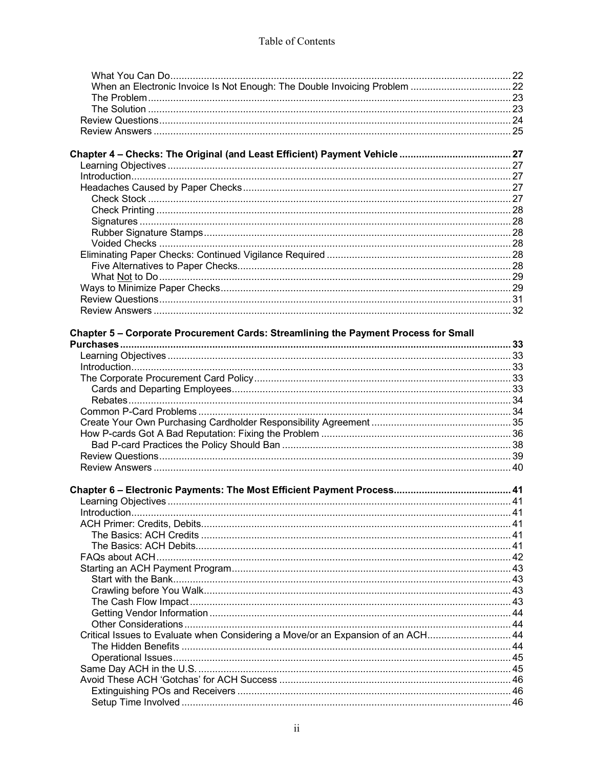Table of Contents

What You Can Do ........................................................................................................ 22
When an Electronic Invoice Is Not Enough: The Double Invoicing Problem ..................................... 22
The Problem ................................................................................................................ 23
The Solution ................................................................................................................ 23
Review Questions ............................................................................................................ 24
Review Answers .............................................................................................................. 25

**Chapter 4 – Checks: The Original (and Least Efficient) Payment Vehicle ........................................ 27**
Learning Objectives ......................................................................................................... 27
Introduction ...................................................................................................................... 27
Headaches Caused by Paper Checks .............................................................................. 27
Check Stock ................................................................................................................ 27
Check Printing ............................................................................................................. 28
Signatures ................................................................................................................... 28
Rubber Signature Stamps ............................................................................................ 28
Voided Checks ............................................................................................................ 28
Eliminating Paper Checks: Continued Vigilance Required ................................................. 28
Five Alternatives to Paper Checks ................................................................................ 28
What Not to Do ............................................................................................................ 29
Ways to Minimize Paper Checks ...................................................................................... 29
Review Questions ............................................................................................................ 31
Review Answers .............................................................................................................. 32

**Chapter 5 – Corporate Procurement Cards: Streamlining the Payment Process for Small Purchases ......................................................................................................................... 33**
Learning Objectives ......................................................................................................... 33
Introduction ...................................................................................................................... 33
The Corporate Procurement Card Policy .......................................................................... 33
Cards and Departing Employees .................................................................................. 33
Rebates ....................................................................................................................... 34
Common P-Card Problems .............................................................................................. 34
Create Your Own Purchasing Cardholder Responsibility Agreement ................................. 35
How P-cards Got A Bad Reputation: Fixing the Problem ................................................... 36
Bad P-card Practices the Policy Should Ban ................................................................. 38
Review Questions ............................................................................................................ 39
Review Answers .............................................................................................................. 40

**Chapter 6 – Electronic Payments: The Most Efficient Payment Process ......................................... 41**
Learning Objectives ......................................................................................................... 41
Introduction ...................................................................................................................... 41
ACH Primer: Credits, Debits ............................................................................................. 41
The Basics: ACH Credits ............................................................................................. 41
The Basics: ACH Debits ............................................................................................... 41
FAQs about ACH ............................................................................................................. 42
Starting an ACH Payment Program .................................................................................. 43
Start with the Bank ....................................................................................................... 43
Crawling before You Walk ............................................................................................ 43
The Cash Flow Impact ................................................................................................. 43
Getting Vendor Information .......................................................................................... 44
Other Considerations ................................................................................................... 44
Critical Issues to Evaluate when Considering a Move/or an Expansion of an ACH ............................. 44
The Hidden Benefits .................................................................................................... 44
Operational Issues ....................................................................................................... 45
Same Day ACH in the U.S. .............................................................................................. 45
Avoid These ACH 'Gotchas' for ACH Success ................................................................. 46
Extinguishing POs and Receivers ................................................................................ 46
Setup Time Involved .................................................................................................... 46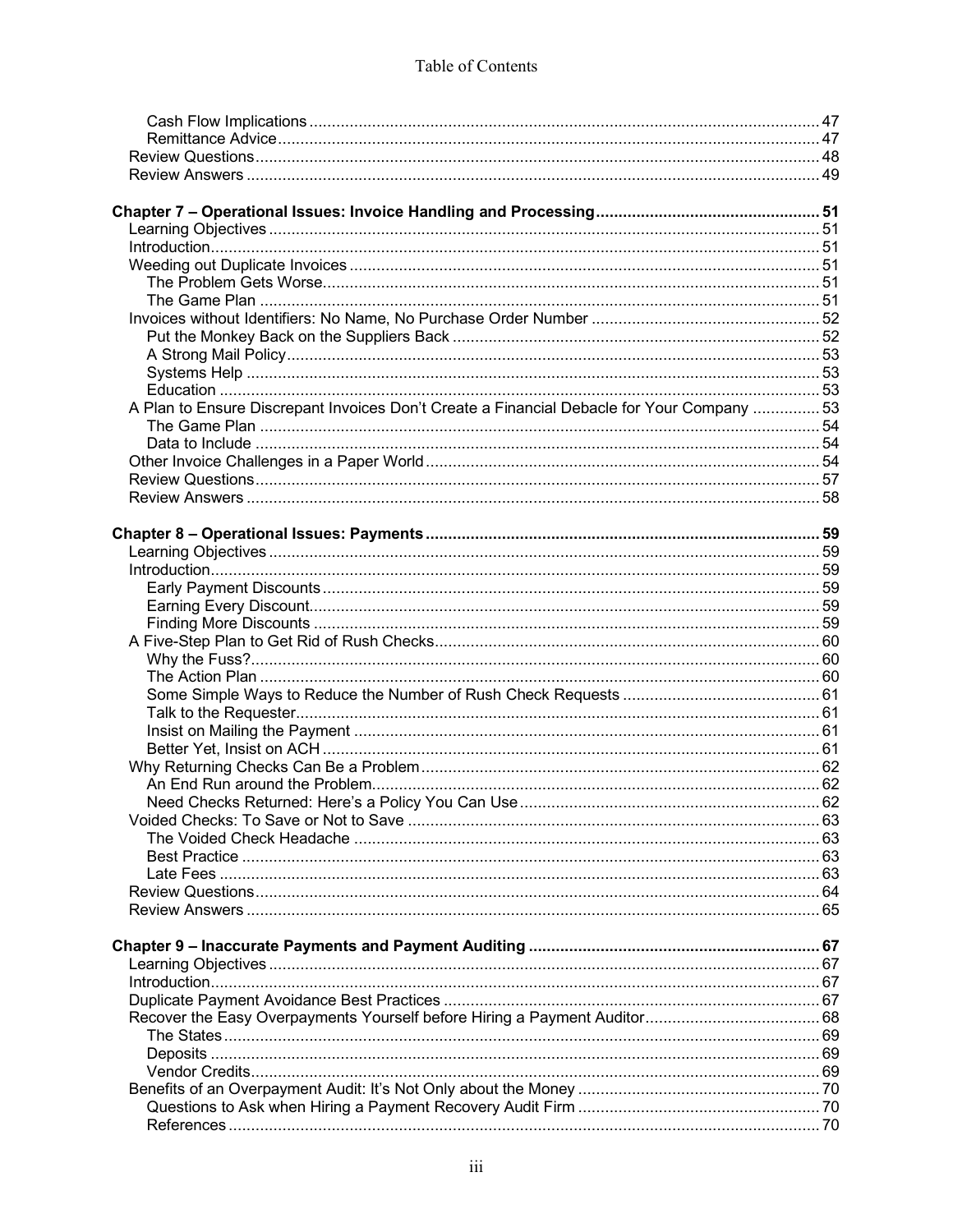# Table of Contents

- Cash Flow Implications ........ 47
- Remittance Advice ........ 47
- Review Questions ........ 48
- Review Answers ........ 49

**Chapter 7 – Operational Issues: Invoice Handling and Processing ........ 51**

- Learning Objectives ........ 51
- Introduction ........ 51
- Weeding out Duplicate Invoices ........ 51
  - The Problem Gets Worse ........ 51
  - The Game Plan ........ 51
- Invoices without Identifiers: No Name, No Purchase Order Number ........ 52
  - Put the Monkey Back on the Suppliers Back ........ 52
  - A Strong Mail Policy ........ 53
  - Systems Help ........ 53
  - Education ........ 53
- A Plan to Ensure Discrepant Invoices Don't Create a Financial Debacle for Your Company ........ 53
  - The Game Plan ........ 54
  - Data to Include ........ 54
- Other Invoice Challenges in a Paper World ........ 54
- Review Questions ........ 57
- Review Answers ........ 58

**Chapter 8 – Operational Issues: Payments ........ 59**

- Learning Objectives ........ 59
- Introduction ........ 59
  - Early Payment Discounts ........ 59
  - Earning Every Discount ........ 59
  - Finding More Discounts ........ 59
- A Five-Step Plan to Get Rid of Rush Checks ........ 60
  - Why the Fuss? ........ 60
  - The Action Plan ........ 60
  - Some Simple Ways to Reduce the Number of Rush Check Requests ........ 61
  - Talk to the Requester ........ 61
  - Insist on Mailing the Payment ........ 61
  - Better Yet, Insist on ACH ........ 61
- Why Returning Checks Can Be a Problem ........ 62
  - An End Run around the Problem ........ 62
  - Need Checks Returned: Here's a Policy You Can Use ........ 62
- Voided Checks: To Save or Not to Save ........ 63
  - The Voided Check Headache ........ 63
  - Best Practice ........ 63
  - Late Fees ........ 63
- Review Questions ........ 64
- Review Answers ........ 65

**Chapter 9 – Inaccurate Payments and Payment Auditing ........ 67**

- Learning Objectives ........ 67
- Introduction ........ 67
- Duplicate Payment Avoidance Best Practices ........ 67
- Recover the Easy Overpayments Yourself before Hiring a Payment Auditor ........ 68
  - The States ........ 69
  - Deposits ........ 69
  - Vendor Credits ........ 69
- Benefits of an Overpayment Audit: It's Not Only about the Money ........ 70
  - Questions to Ask when Hiring a Payment Recovery Audit Firm ........ 70
  - References ........ 70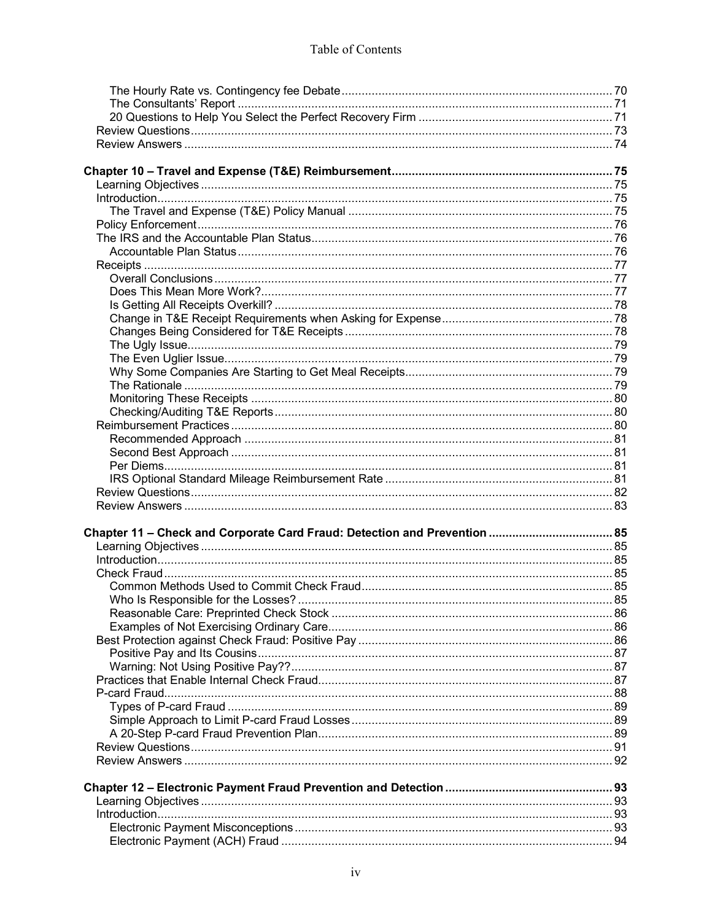The Hourly Rate vs. Contingency fee Debate ........ 70
The Consultants' Report ........ 71
20 Questions to Help You Select the Perfect Recovery Firm ........ 71
Review Questions ........ 73
Review Answers ........ 74

**Chapter 10 – Travel and Expense (T&E) Reimbursement ........ 75**
Learning Objectives ........ 75
Introduction ........ 75
The Travel and Expense (T&E) Policy Manual ........ 75
Policy Enforcement ........ 76
The IRS and the Accountable Plan Status ........ 76
Accountable Plan Status ........ 76
Receipts ........ 77
Overall Conclusions ........ 77
Does This Mean More Work? ........ 77
Is Getting All Receipts Overkill? ........ 78
Change in T&E Receipt Requirements when Asking for Expense ........ 78
Changes Being Considered for T&E Receipts ........ 78
The Ugly Issue ........ 79
The Even Uglier Issue ........ 79
Why Some Companies Are Starting to Get Meal Receipts ........ 79
The Rationale ........ 79
Monitoring These Receipts ........ 80
Checking/Auditing T&E Reports ........ 80
Reimbursement Practices ........ 80
Recommended Approach ........ 81
Second Best Approach ........ 81
Per Diems ........ 81
IRS Optional Standard Mileage Reimbursement Rate ........ 81
Review Questions ........ 82
Review Answers ........ 83

**Chapter 11 – Check and Corporate Card Fraud: Detection and Prevention ........ 85**
Learning Objectives ........ 85
Introduction ........ 85
Check Fraud ........ 85
Common Methods Used to Commit Check Fraud ........ 85
Who Is Responsible for the Losses? ........ 85
Reasonable Care: Preprinted Check Stock ........ 86
Examples of Not Exercising Ordinary Care ........ 86
Best Protection against Check Fraud: Positive Pay ........ 86
Positive Pay and Its Cousins ........ 87
Warning: Not Using Positive Pay?? ........ 87
Practices that Enable Internal Check Fraud ........ 87
P-card Fraud ........ 88
Types of P-card Fraud ........ 89
Simple Approach to Limit P-card Fraud Losses ........ 89
A 20-Step P-card Fraud Prevention Plan ........ 89
Review Questions ........ 91
Review Answers ........ 92

**Chapter 12 – Electronic Payment Fraud Prevention and Detection ........ 93**
Learning Objectives ........ 93
Introduction ........ 93
Electronic Payment Misconceptions ........ 93
Electronic Payment (ACH) Fraud ........ 94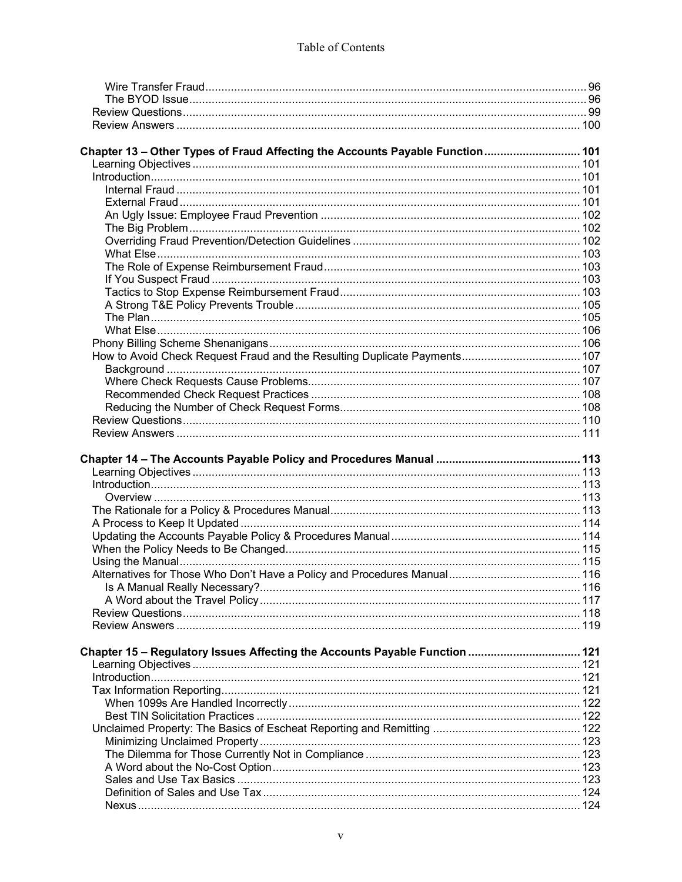Wire Transfer Fraud ... 96
The BYOD Issue ... 96
Review Questions ... 99
Review Answers ... 100

**Chapter 13 – Other Types of Fraud Affecting the Accounts Payable Function ... 101**
Learning Objectives ... 101
Introduction ... 101
Internal Fraud ... 101
External Fraud ... 101
An Ugly Issue: Employee Fraud Prevention ... 102
The Big Problem ... 102
Overriding Fraud Prevention/Detection Guidelines ... 102
What Else ... 103
The Role of Expense Reimbursement Fraud ... 103
If You Suspect Fraud ... 103
Tactics to Stop Expense Reimbursement Fraud ... 103
A Strong T&E Policy Prevents Trouble ... 105
The Plan ... 105
What Else ... 106
Phony Billing Scheme Shenanigans ... 106
How to Avoid Check Request Fraud and the Resulting Duplicate Payments ... 107
Background ... 107
Where Check Requests Cause Problems ... 107
Recommended Check Request Practices ... 108
Reducing the Number of Check Request Forms ... 108
Review Questions ... 110
Review Answers ... 111

**Chapter 14 – The Accounts Payable Policy and Procedures Manual ... 113**
Learning Objectives ... 113
Introduction ... 113
Overview ... 113
The Rationale for a Policy & Procedures Manual ... 113
A Process to Keep It Updated ... 114
Updating the Accounts Payable Policy & Procedures Manual ... 114
When the Policy Needs to Be Changed ... 115
Using the Manual ... 115
Alternatives for Those Who Don't Have a Policy and Procedures Manual ... 116
Is A Manual Really Necessary? ... 116
A Word about the Travel Policy ... 117
Review Questions ... 118
Review Answers ... 119

**Chapter 15 – Regulatory Issues Affecting the Accounts Payable Function ... 121**
Learning Objectives ... 121
Introduction ... 121
Tax Information Reporting ... 121
When 1099s Are Handled Incorrectly ... 122
Best TIN Solicitation Practices ... 122
Unclaimed Property: The Basics of Escheat Reporting and Remitting ... 122
Minimizing Unclaimed Property ... 123
The Dilemma for Those Currently Not in Compliance ... 123
A Word about the No-Cost Option ... 123
Sales and Use Tax Basics ... 123
Definition of Sales and Use Tax ... 124
Nexus ... 124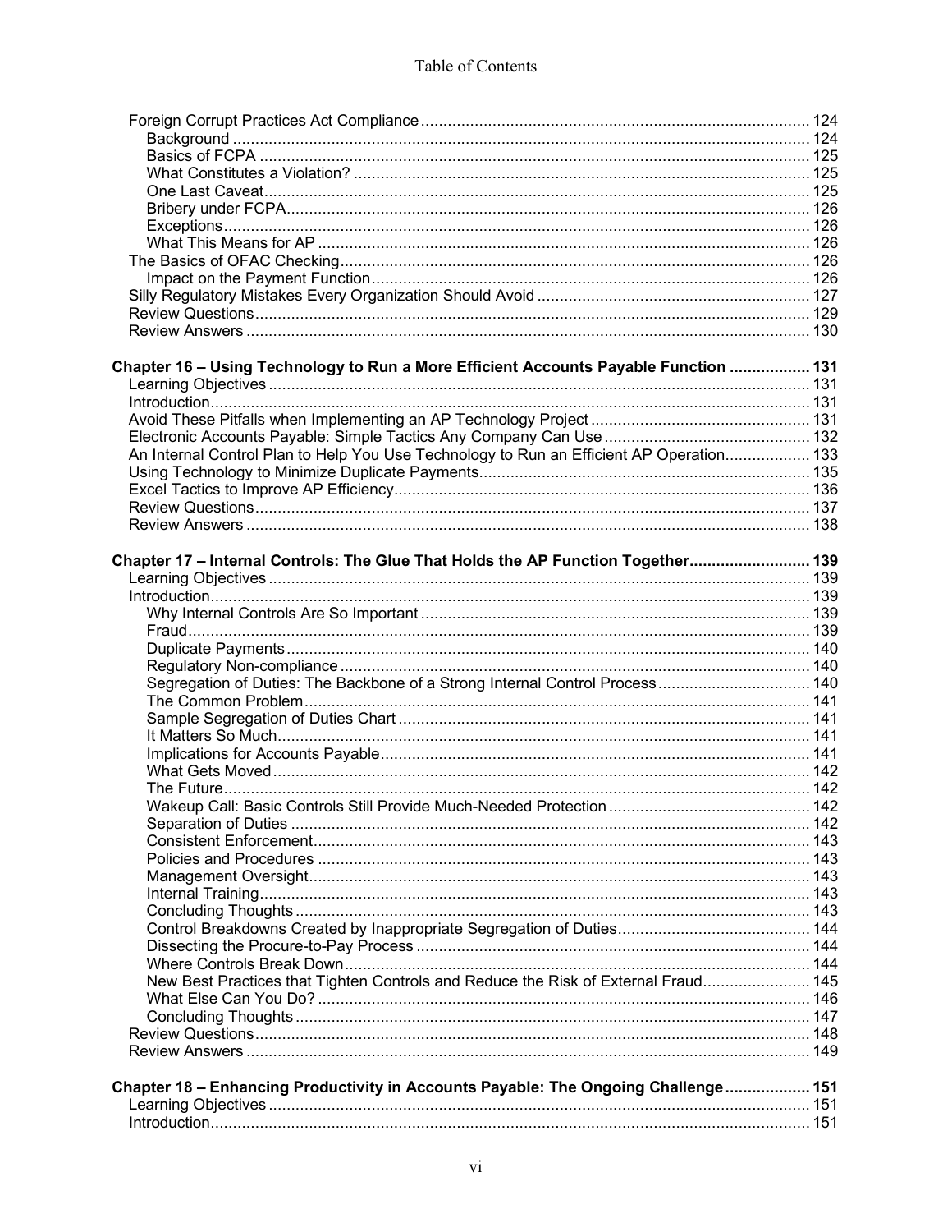Foreign Corrupt Practices Act Compliance ..... 124
- Background ..... 124
- Basics of FCPA ..... 125
- What Constitutes a Violation? ..... 125
- One Last Caveat ..... 125
- Bribery under FCPA ..... 126
- Exceptions ..... 126
- What This Means for AP ..... 126

The Basics of OFAC Checking ..... 126
- Impact on the Payment Function ..... 126

Silly Regulatory Mistakes Every Organization Should Avoid ..... 127
Review Questions ..... 129
Review Answers ..... 130

**Chapter 16 – Using Technology to Run a More Efficient Accounts Payable Function ..... 131**

Learning Objectives ..... 131
Introduction ..... 131
Avoid These Pitfalls when Implementing an AP Technology Project ..... 131
Electronic Accounts Payable: Simple Tactics Any Company Can Use ..... 132
An Internal Control Plan to Help You Use Technology to Run an Efficient AP Operation ..... 133
Using Technology to Minimize Duplicate Payments ..... 135
Excel Tactics to Improve AP Efficiency ..... 136
Review Questions ..... 137
Review Answers ..... 138

**Chapter 17 – Internal Controls: The Glue That Holds the AP Function Together ..... 139**

Learning Objectives ..... 139
Introduction ..... 139
- Why Internal Controls Are So Important ..... 139
- Fraud ..... 139
- Duplicate Payments ..... 140
- Regulatory Non-compliance ..... 140
- Segregation of Duties: The Backbone of a Strong Internal Control Process ..... 140
- The Common Problem ..... 141
- Sample Segregation of Duties Chart ..... 141
- It Matters So Much ..... 141
- Implications for Accounts Payable ..... 141
- What Gets Moved ..... 142
- The Future ..... 142
- Wakeup Call: Basic Controls Still Provide Much-Needed Protection ..... 142
- Separation of Duties ..... 142
- Consistent Enforcement ..... 143
- Policies and Procedures ..... 143
- Management Oversight ..... 143
- Internal Training ..... 143
- Concluding Thoughts ..... 143
- Control Breakdowns Created by Inappropriate Segregation of Duties ..... 144
- Dissecting the Procure-to-Pay Process ..... 144
- Where Controls Break Down ..... 144
- New Best Practices that Tighten Controls and Reduce the Risk of External Fraud ..... 145
- What Else Can You Do? ..... 146
- Concluding Thoughts ..... 147

Review Questions ..... 148
Review Answers ..... 149

**Chapter 18 – Enhancing Productivity in Accounts Payable: The Ongoing Challenge ..... 151**

Learning Objectives ..... 151
Introduction ..... 151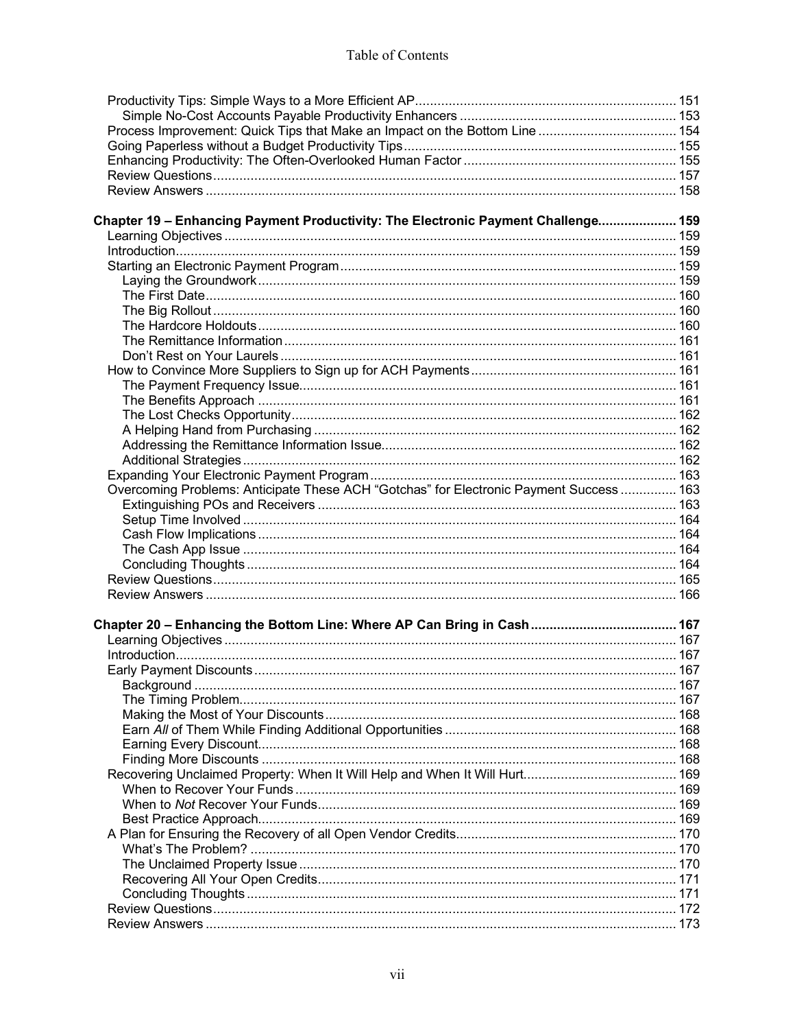Productivity Tips: Simple Ways to a More Efficient AP ..... 151
Simple No-Cost Accounts Payable Productivity Enhancers ..... 153
Process Improvement: Quick Tips that Make an Impact on the Bottom Line ..... 154
Going Paperless without a Budget Productivity Tips ..... 155
Enhancing Productivity: The Often-Overlooked Human Factor ..... 155
Review Questions ..... 157
Review Answers ..... 158

**Chapter 19 – Enhancing Payment Productivity: The Electronic Payment Challenge ..... 159**
Learning Objectives ..... 159
Introduction ..... 159
Starting an Electronic Payment Program ..... 159
Laying the Groundwork ..... 159
The First Date ..... 160
The Big Rollout ..... 160
The Hardcore Holdouts ..... 160
The Remittance Information ..... 161
Don't Rest on Your Laurels ..... 161
How to Convince More Suppliers to Sign up for ACH Payments ..... 161
The Payment Frequency Issue ..... 161
The Benefits Approach ..... 161
The Lost Checks Opportunity ..... 162
A Helping Hand from Purchasing ..... 162
Addressing the Remittance Information Issue ..... 162
Additional Strategies ..... 162
Expanding Your Electronic Payment Program ..... 163
Overcoming Problems: Anticipate These ACH "Gotchas" for Electronic Payment Success ..... 163
Extinguishing POs and Receivers ..... 163
Setup Time Involved ..... 164
Cash Flow Implications ..... 164
The Cash App Issue ..... 164
Concluding Thoughts ..... 164
Review Questions ..... 165
Review Answers ..... 166

**Chapter 20 – Enhancing the Bottom Line: Where AP Can Bring in Cash ..... 167**
Learning Objectives ..... 167
Introduction ..... 167
Early Payment Discounts ..... 167
Background ..... 167
The Timing Problem ..... 167
Making the Most of Your Discounts ..... 168
Earn *All* of Them While Finding Additional Opportunities ..... 168
Earning Every Discount ..... 168
Finding More Discounts ..... 168
Recovering Unclaimed Property: When It Will Help and When It Will Hurt ..... 169
When to Recover Your Funds ..... 169
When to *Not* Recover Your Funds ..... 169
Best Practice Approach ..... 169
A Plan for Ensuring the Recovery of all Open Vendor Credits ..... 170
What's The Problem? ..... 170
The Unclaimed Property Issue ..... 170
Recovering All Your Open Credits ..... 171
Concluding Thoughts ..... 171
Review Questions ..... 172
Review Answers ..... 173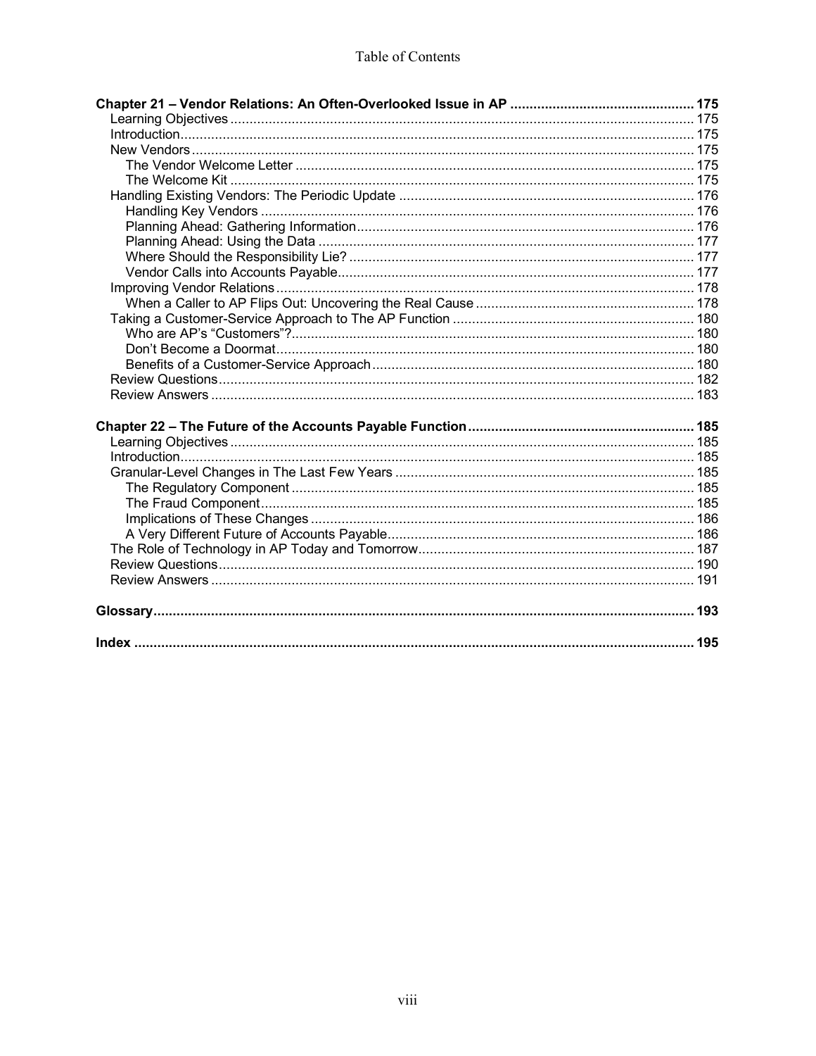Table of Contents

**Chapter 21 – Vendor Relations: An Often-Overlooked Issue in AP ... 175**

- Learning Objectives ... 175
- Introduction ... 175
- New Vendors ... 175
  - The Vendor Welcome Letter ... 175
  - The Welcome Kit ... 175
- Handling Existing Vendors: The Periodic Update ... 176
  - Handling Key Vendors ... 176
  - Planning Ahead: Gathering Information ... 176
  - Planning Ahead: Using the Data ... 177
  - Where Should the Responsibility Lie? ... 177
  - Vendor Calls into Accounts Payable ... 177
- Improving Vendor Relations ... 178
  - When a Caller to AP Flips Out: Uncovering the Real Cause ... 178
- Taking a Customer-Service Approach to The AP Function ... 180
  - Who are AP's "Customers"? ... 180
  - Don't Become a Doormat ... 180
  - Benefits of a Customer-Service Approach ... 180
- Review Questions ... 182
- Review Answers ... 183

**Chapter 22 – The Future of the Accounts Payable Function ... 185**

- Learning Objectives ... 185
- Introduction ... 185
- Granular-Level Changes in The Last Few Years ... 185
  - The Regulatory Component ... 185
  - The Fraud Component ... 185
  - Implications of These Changes ... 186
  - A Very Different Future of Accounts Payable ... 186
- The Role of Technology in AP Today and Tomorrow ... 187
- Review Questions ... 190
- Review Answers ... 191

**Glossary ... 193**

**Index ... 195**